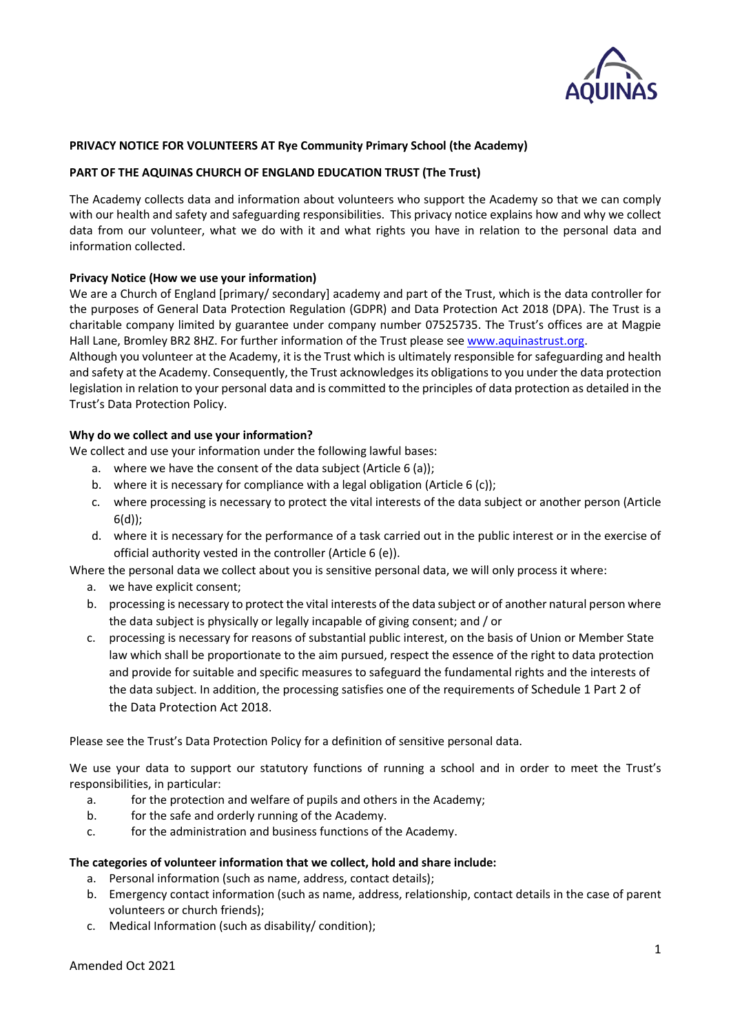**PRIVACY NOTICE FOR VOLUNTEERS AT Rye Community Primary School (the Academy)**

**PART OF THE AQUINAS CHURCH OF ENGLAND EDUCATION TRUST (The Trust)**

The Academy collects data and information about volunteers who support the Academy so that we can comply with our health and safety and safeguarding responsibilities. This privacy notice explains how and why we collect data from our volunteer, what we do with it and what rights you have in relation to the personal data and information collected.

**Privacy Notice (How we use your information)**

We are a Church of England [primary/ secondary] academy and part of the Trust, which is the data controller for the purposes of General Data Protection Regulation (GDPR) and Data Protection Act 2018 (DPA). The Trust is a charitable company limited by guarantee under company number 07525735. The Trust's offices are at Magpie Hall Lane, Bromley BR2 8HZ. For further information of the Trust please see www.aquinastrust.org.

Although you volunteer at the Academy, it is the Trust which is ultimately responsible for safeguarding and health and safety at the Academy. Consequently, the Trust acknowledges its obligations to you under the data protection legislation in relation to your personal data and is committed to the principles of data protection as detailed in the Trust's Data Protection Policy.

**Why do we collect and use your information?**

We collect and use your information under the following lawful bases:

a. where we have the consent of the data subject (Article 6 (a));
b. where it is necessary for compliance with a legal obligation (Article 6 (c));
c. where processing is necessary to protect the vital interests of the data subject or another person (Article 6(d));
d. where it is necessary for the performance of a task carried out in the public interest or in the exercise of official authority vested in the controller (Article 6 (e)).

Where the personal data we collect about you is sensitive personal data, we will only process it where:

a. we have explicit consent;
b. processing is necessary to protect the vital interests of the data subject or of another natural person where the data subject is physically or legally incapable of giving consent; and / or
c. processing is necessary for reasons of substantial public interest, on the basis of Union or Member State law which shall be proportionate to the aim pursued, respect the essence of the right to data protection and provide for suitable and specific measures to safeguard the fundamental rights and the interests of the data subject. In addition, the processing satisfies one of the requirements of Schedule 1 Part 2 of the Data Protection Act 2018.

Please see the Trust's Data Protection Policy for a definition of sensitive personal data.

We use your data to support our statutory functions of running a school and in order to meet the Trust's responsibilities, in particular:

a. for the protection and welfare of pupils and others in the Academy;
b. for the safe and orderly running of the Academy.
c. for the administration and business functions of the Academy.

**The categories of volunteer information that we collect, hold and share include:**

a. Personal information (such as name, address, contact details);
b. Emergency contact information (such as name, address, relationship, contact details in the case of parent volunteers or church friends);
c. Medical Information (such as disability/ condition);

Amended Oct 2021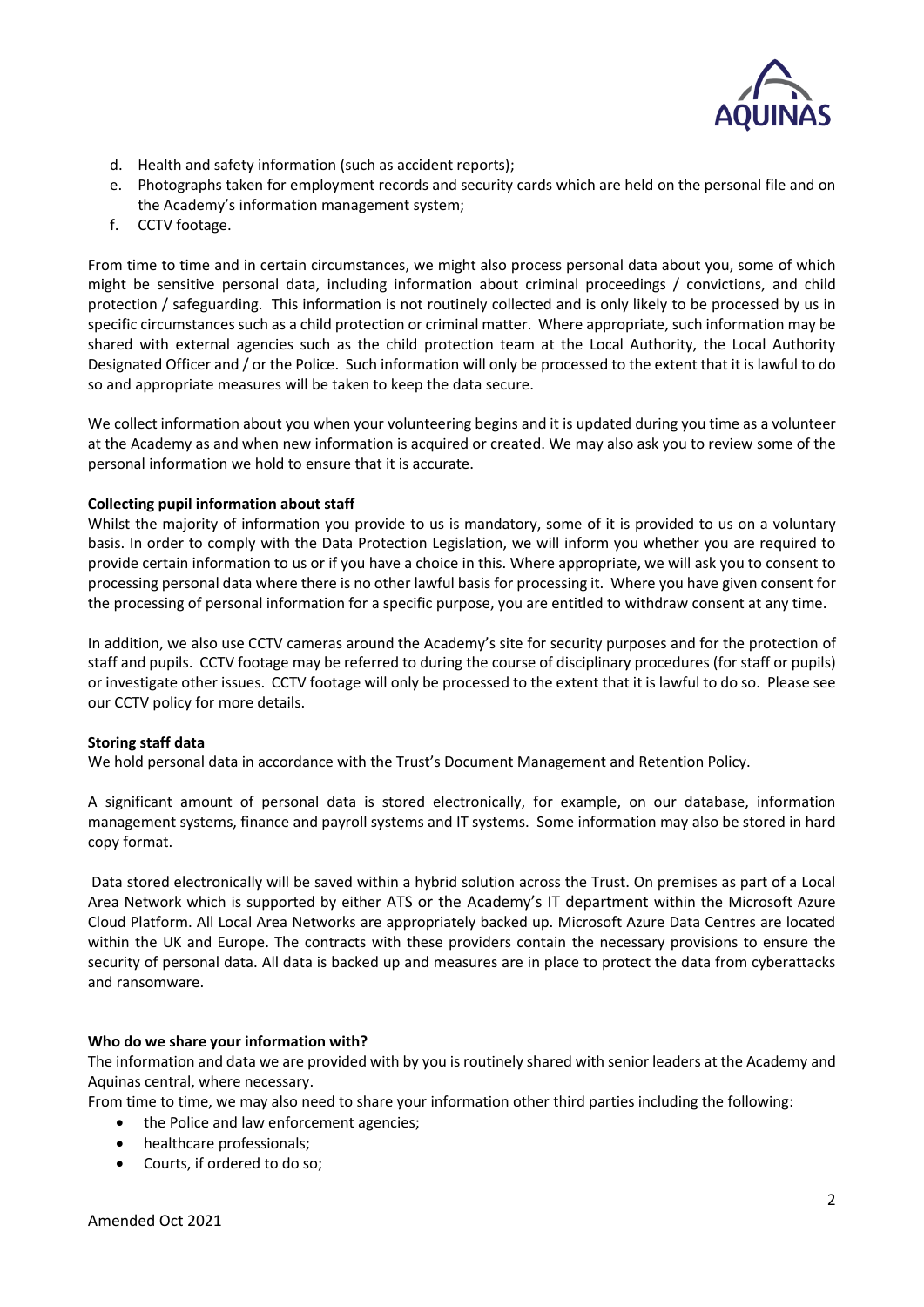d. Health and safety information (such as accident reports);
e. Photographs taken for employment records and security cards which are held on the personal file and on the Academy's information management system;
f. CCTV footage.

From time to time and in certain circumstances, we might also process personal data about you, some of which might be sensitive personal data, including information about criminal proceedings / convictions, and child protection / safeguarding. This information is not routinely collected and is only likely to be processed by us in specific circumstances such as a child protection or criminal matter. Where appropriate, such information may be shared with external agencies such as the child protection team at the Local Authority, the Local Authority Designated Officer and / or the Police. Such information will only be processed to the extent that it is lawful to do so and appropriate measures will be taken to keep the data secure.

We collect information about you when your volunteering begins and it is updated during you time as a volunteer at the Academy as and when new information is acquired or created. We may also ask you to review some of the personal information we hold to ensure that it is accurate.

**Collecting pupil information about staff**

Whilst the majority of information you provide to us is mandatory, some of it is provided to us on a voluntary basis. In order to comply with the Data Protection Legislation, we will inform you whether you are required to provide certain information to us or if you have a choice in this. Where appropriate, we will ask you to consent to processing personal data where there is no other lawful basis for processing it. Where you have given consent for the processing of personal information for a specific purpose, you are entitled to withdraw consent at any time.

In addition, we also use CCTV cameras around the Academy's site for security purposes and for the protection of staff and pupils. CCTV footage may be referred to during the course of disciplinary procedures (for staff or pupils) or investigate other issues. CCTV footage will only be processed to the extent that it is lawful to do so. Please see our CCTV policy for more details.

**Storing staff data**

We hold personal data in accordance with the Trust's Document Management and Retention Policy.

A significant amount of personal data is stored electronically, for example, on our database, information management systems, finance and payroll systems and IT systems. Some information may also be stored in hard copy format.

Data stored electronically will be saved within a hybrid solution across the Trust. On premises as part of a Local Area Network which is supported by either ATS or the Academy's IT department within the Microsoft Azure Cloud Platform. All Local Area Networks are appropriately backed up. Microsoft Azure Data Centres are located within the UK and Europe. The contracts with these providers contain the necessary provisions to ensure the security of personal data. All data is backed up and measures are in place to protect the data from cyberattacks and ransomware.

**Who do we share your information with?**

The information and data we are provided with by you is routinely shared with senior leaders at the Academy and Aquinas central, where necessary.

From time to time, we may also need to share your information other third parties including the following:

- the Police and law enforcement agencies;
- healthcare professionals;
- Courts, if ordered to do so;

Amended Oct 2021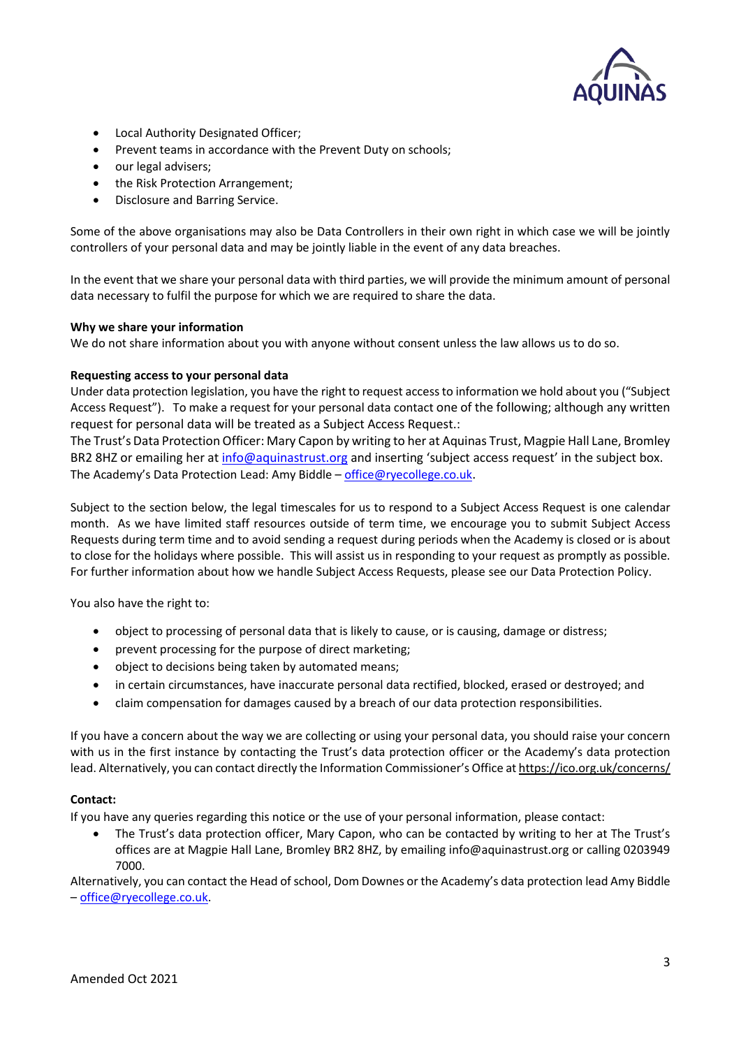- Local Authority Designated Officer;
- Prevent teams in accordance with the Prevent Duty on schools;
- our legal advisers;
- the Risk Protection Arrangement;
- Disclosure and Barring Service.

Some of the above organisations may also be Data Controllers in their own right in which case we will be jointly controllers of your personal data and may be jointly liable in the event of any data breaches.

In the event that we share your personal data with third parties, we will provide the minimum amount of personal data necessary to fulfil the purpose for which we are required to share the data.

**Why we share your information**
We do not share information about you with anyone without consent unless the law allows us to do so.

**Requesting access to your personal data**
Under data protection legislation, you have the right to request access to information we hold about you ("Subject Access Request"). To make a request for your personal data contact one of the following; although any written request for personal data will be treated as a Subject Access Request.:
The Trust's Data Protection Officer: Mary Capon by writing to her at Aquinas Trust, Magpie Hall Lane, Bromley BR2 8HZ or emailing her at info@aquinastrust.org and inserting 'subject access request' in the subject box.
The Academy's Data Protection Lead: Amy Biddle – office@ryecollege.co.uk.

Subject to the section below, the legal timescales for us to respond to a Subject Access Request is one calendar month. As we have limited staff resources outside of term time, we encourage you to submit Subject Access Requests during term time and to avoid sending a request during periods when the Academy is closed or is about to close for the holidays where possible. This will assist us in responding to your request as promptly as possible. For further information about how we handle Subject Access Requests, please see our Data Protection Policy.

You also have the right to:

- object to processing of personal data that is likely to cause, or is causing, damage or distress;
- prevent processing for the purpose of direct marketing;
- object to decisions being taken by automated means;
- in certain circumstances, have inaccurate personal data rectified, blocked, erased or destroyed; and
- claim compensation for damages caused by a breach of our data protection responsibilities.

If you have a concern about the way we are collecting or using your personal data, you should raise your concern with us in the first instance by contacting the Trust's data protection officer or the Academy's data protection lead. Alternatively, you can contact directly the Information Commissioner's Office at https://ico.org.uk/concerns/

**Contact:**
If you have any queries regarding this notice or the use of your personal information, please contact:

- The Trust's data protection officer, Mary Capon, who can be contacted by writing to her at The Trust's offices are at Magpie Hall Lane, Bromley BR2 8HZ, by emailing info@aquinastrust.org or calling 0203949 7000.

Alternatively, you can contact the Head of school, Dom Downes or the Academy's data protection lead Amy Biddle – office@ryecollege.co.uk.

Amended Oct 2021